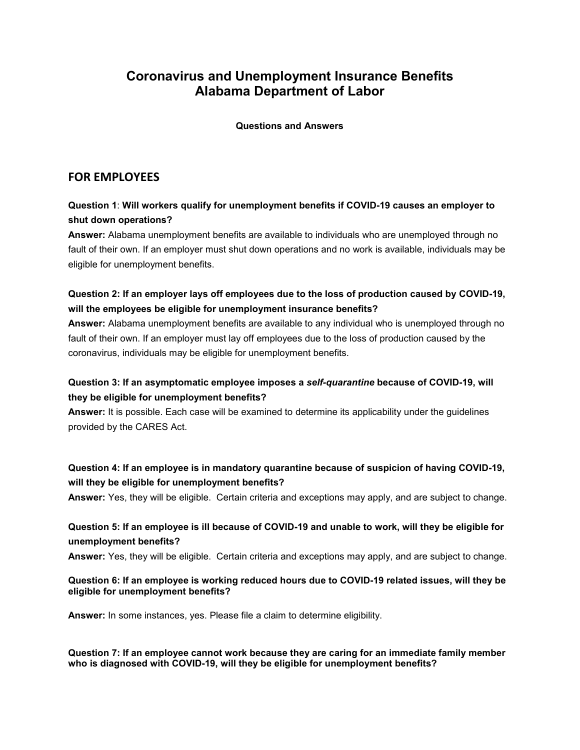# Coronavirus and Unemployment Insurance Benefits
# Alabama Department of Labor

**Questions and Answers**

## FOR EMPLOYEES

**Question 1**: **Will workers qualify for unemployment benefits if COVID-19 causes an employer to shut down operations?**

**Answer:** Alabama unemployment benefits are available to individuals who are unemployed through no fault of their own. If an employer must shut down operations and no work is available, individuals may be eligible for unemployment benefits.

**Question 2: If an employer lays off employees due to the loss of production caused by COVID-19, will the employees be eligible for unemployment insurance benefits?**

**Answer:** Alabama unemployment benefits are available to any individual who is unemployed through no fault of their own. If an employer must lay off employees due to the loss of production caused by the coronavirus, individuals may be eligible for unemployment benefits.

**Question 3: If an asymptomatic employee imposes a *self-quarantine* because of COVID-19, will they be eligible for unemployment benefits?**

**Answer:** It is possible. Each case will be examined to determine its applicability under the guidelines provided by the CARES Act.

**Question 4: If an employee is in mandatory quarantine because of suspicion of having COVID-19, will they be eligible for unemployment benefits?**

**Answer:** Yes, they will be eligible. Certain criteria and exceptions may apply, and are subject to change.

**Question 5: If an employee is ill because of COVID-19 and unable to work, will they be eligible for unemployment benefits?**

**Answer:** Yes, they will be eligible. Certain criteria and exceptions may apply, and are subject to change.

**Question 6: If an employee is working reduced hours due to COVID-19 related issues, will they be eligible for unemployment benefits?**

**Answer:** In some instances, yes. Please file a claim to determine eligibility.

**Question 7: If an employee cannot work because they are caring for an immediate family member who is diagnosed with COVID-19, will they be eligible for unemployment benefits?**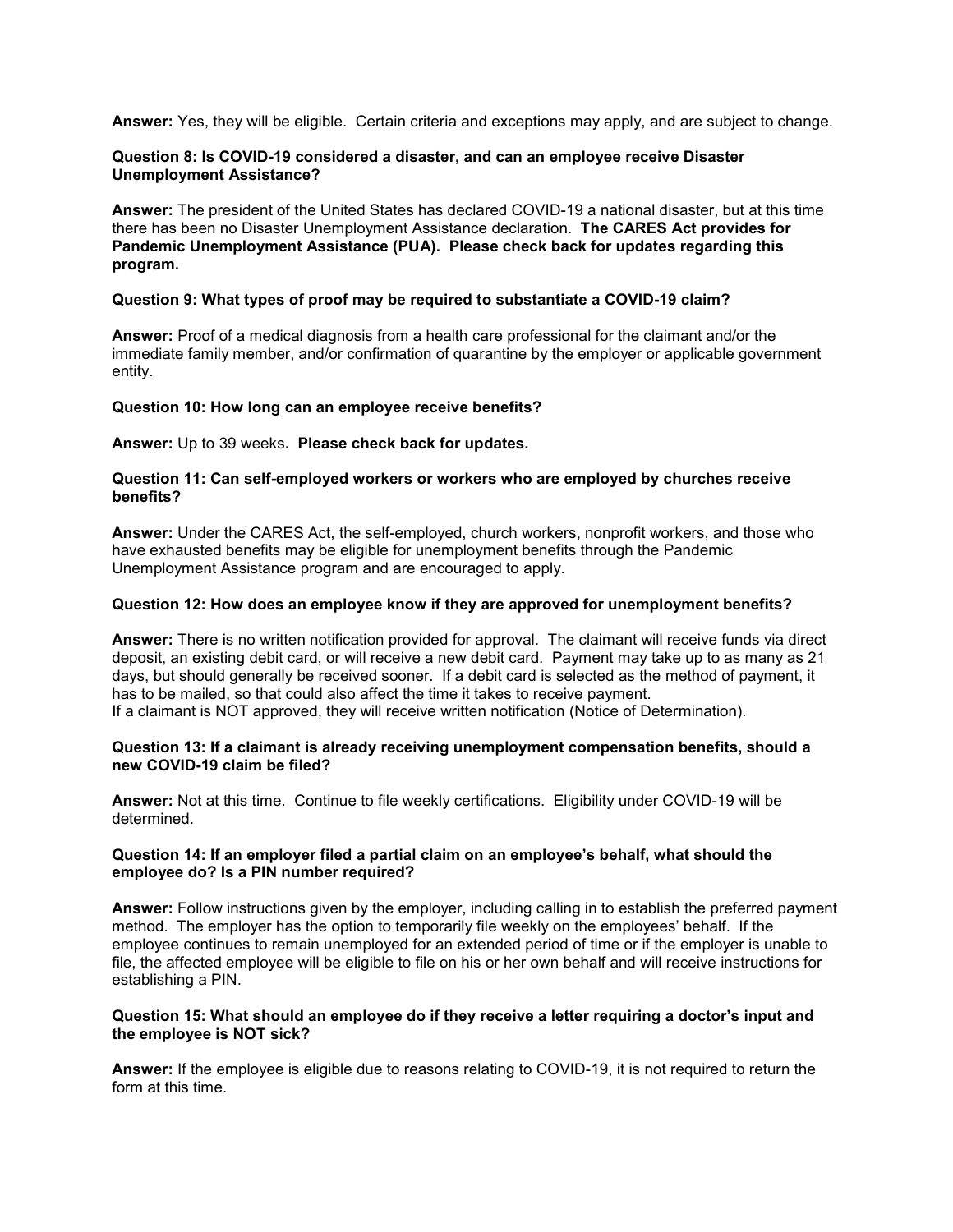**Answer:** Yes, they will be eligible. Certain criteria and exceptions may apply, and are subject to change.

**Question 8: Is COVID-19 considered a disaster, and can an employee receive Disaster Unemployment Assistance?**

**Answer:** The president of the United States has declared COVID-19 a national disaster, but at this time there has been no Disaster Unemployment Assistance declaration. **The CARES Act provides for Pandemic Unemployment Assistance (PUA). Please check back for updates regarding this program.**

**Question 9: What types of proof may be required to substantiate a COVID-19 claim?**

**Answer:** Proof of a medical diagnosis from a health care professional for the claimant and/or the immediate family member, and/or confirmation of quarantine by the employer or applicable government entity.

**Question 10: How long can an employee receive benefits?**

**Answer:** Up to 39 weeks**. Please check back for updates.**

**Question 11: Can self-employed workers or workers who are employed by churches receive benefits?**

**Answer:** Under the CARES Act, the self-employed, church workers, nonprofit workers, and those who have exhausted benefits may be eligible for unemployment benefits through the Pandemic Unemployment Assistance program and are encouraged to apply.

**Question 12: How does an employee know if they are approved for unemployment benefits?**

**Answer:** There is no written notification provided for approval. The claimant will receive funds via direct deposit, an existing debit card, or will receive a new debit card. Payment may take up to as many as 21 days, but should generally be received sooner. If a debit card is selected as the method of payment, it has to be mailed, so that could also affect the time it takes to receive payment.
If a claimant is NOT approved, they will receive written notification (Notice of Determination).

**Question 13: If a claimant is already receiving unemployment compensation benefits, should a new COVID-19 claim be filed?**

**Answer:** Not at this time. Continue to file weekly certifications. Eligibility under COVID-19 will be determined.

**Question 14: If an employer filed a partial claim on an employee's behalf, what should the employee do? Is a PIN number required?**

**Answer:** Follow instructions given by the employer, including calling in to establish the preferred payment method. The employer has the option to temporarily file weekly on the employees' behalf. If the employee continues to remain unemployed for an extended period of time or if the employer is unable to file, the affected employee will be eligible to file on his or her own behalf and will receive instructions for establishing a PIN.

**Question 15: What should an employee do if they receive a letter requiring a doctor's input and the employee is NOT sick?**

**Answer:** If the employee is eligible due to reasons relating to COVID-19, it is not required to return the form at this time.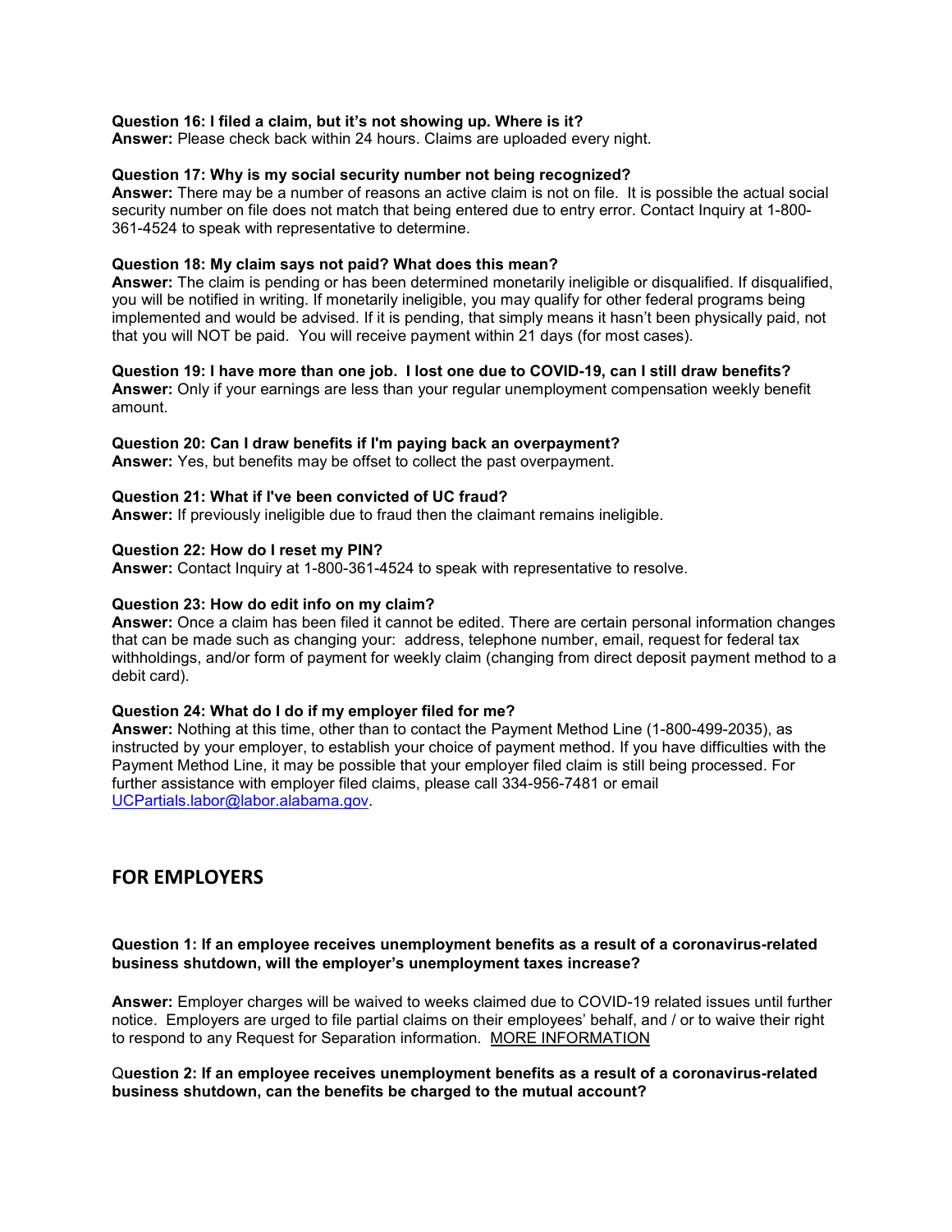**Question 16: I filed a claim, but it's not showing up. Where is it?**
**Answer:** Please check back within 24 hours. Claims are uploaded every night.

**Question 17: Why is my social security number not being recognized?**
**Answer:** There may be a number of reasons an active claim is not on file. It is possible the actual social security number on file does not match that being entered due to entry error. Contact Inquiry at 1-800-361-4524 to speak with representative to determine.

**Question 18: My claim says not paid? What does this mean?**
**Answer:** The claim is pending or has been determined monetarily ineligible or disqualified. If disqualified, you will be notified in writing. If monetarily ineligible, you may qualify for other federal programs being implemented and would be advised. If it is pending, that simply means it hasn't been physically paid, not that you will NOT be paid. You will receive payment within 21 days (for most cases).

**Question 19: I have more than one job. I lost one due to COVID-19, can I still draw benefits?**
**Answer:** Only if your earnings are less than your regular unemployment compensation weekly benefit amount.

**Question 20: Can I draw benefits if I'm paying back an overpayment?**
**Answer:** Yes, but benefits may be offset to collect the past overpayment.

**Question 21: What if I've been convicted of UC fraud?**
**Answer:** If previously ineligible due to fraud then the claimant remains ineligible.

**Question 22: How do I reset my PIN?**
**Answer:** Contact Inquiry at 1-800-361-4524 to speak with representative to resolve.

**Question 23: How do edit info on my claim?**
**Answer:** Once a claim has been filed it cannot be edited. There are certain personal information changes that can be made such as changing your: address, telephone number, email, request for federal tax withholdings, and/or form of payment for weekly claim (changing from direct deposit payment method to a debit card).

**Question 24: What do I do if my employer filed for me?**
**Answer:** Nothing at this time, other than to contact the Payment Method Line (1-800-499-2035), as instructed by your employer, to establish your choice of payment method. If you have difficulties with the Payment Method Line, it may be possible that your employer filed claim is still being processed. For further assistance with employer filed claims, please call 334-956-7481 or email UCPartials.labor@labor.alabama.gov.

## FOR EMPLOYERS

**Question 1: If an employee receives unemployment benefits as a result of a coronavirus-related business shutdown, will the employer's unemployment taxes increase?**

**Answer:** Employer charges will be waived to weeks claimed due to COVID-19 related issues until further notice. Employers are urged to file partial claims on their employees' behalf, and / or to waive their right to respond to any Request for Separation information. MORE INFORMATION

**Question 2: If an employee receives unemployment benefits as a result of a coronavirus-related business shutdown, can the benefits be charged to the mutual account?**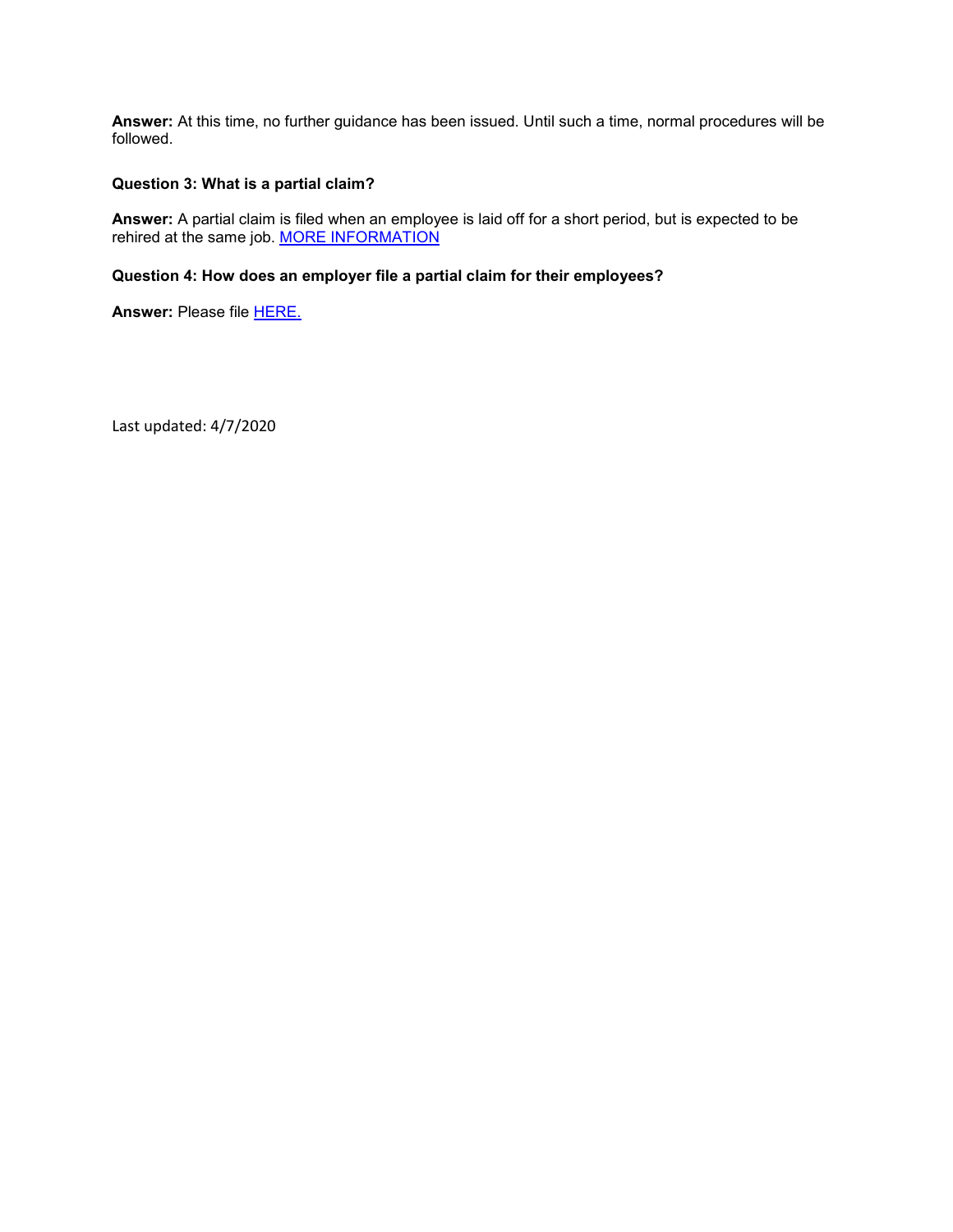**Answer:** At this time, no further guidance has been issued. Until such a time, normal procedures will be followed.

**Question 3: What is a partial claim?**

**Answer:** A partial claim is filed when an employee is laid off for a short period, but is expected to be rehired at the same job. MORE INFORMATION

**Question 4: How does an employer file a partial claim for their employees?**

**Answer:** Please file HERE.

Last updated: 4/7/2020